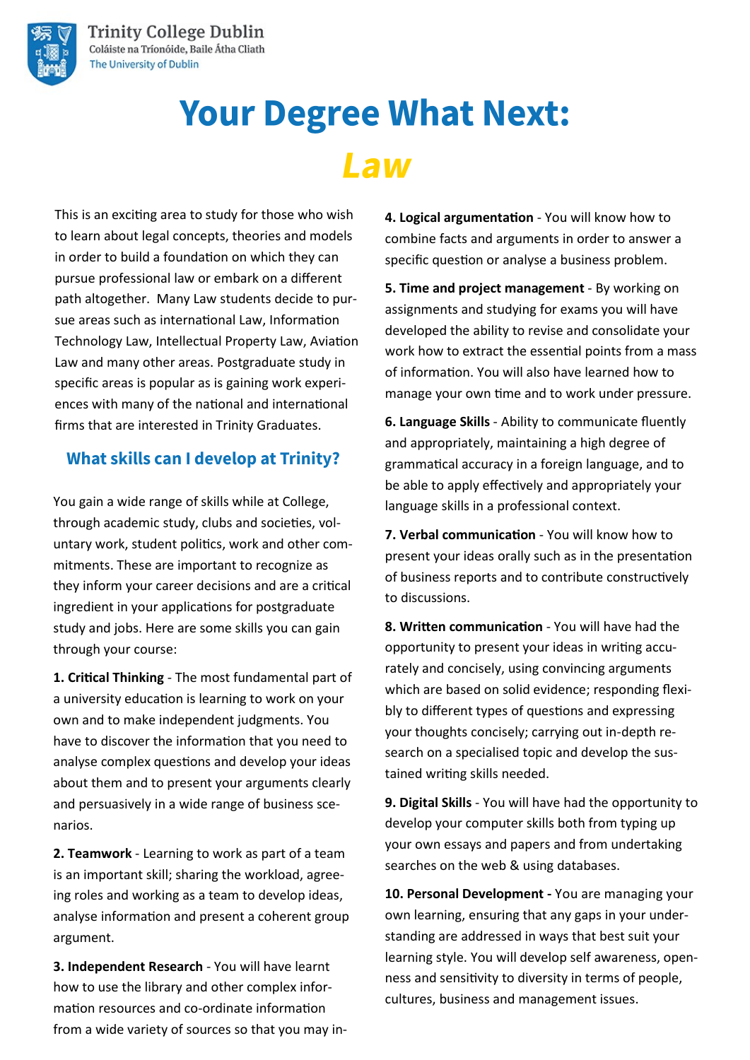Trinity College Dublin
Coláiste na Tríonóide, Baile Átha Cliath
The University of Dublin

# Your Degree What Next: *Law*

This is an exciting area to study for those who wish to learn about legal concepts, theories and models in order to build a foundation on which they can pursue professional law or embark on a different path altogether. Many Law students decide to pursue areas such as international Law, Information Technology Law, Intellectual Property Law, Aviation Law and many other areas. Postgraduate study in specific areas is popular as is gaining work experiences with many of the national and international firms that are interested in Trinity Graduates.

## What skills can I develop at Trinity?

You gain a wide range of skills while at College, through academic study, clubs and societies, voluntary work, student politics, work and other commitments. These are important to recognize as they inform your career decisions and are a critical ingredient in your applications for postgraduate study and jobs. Here are some skills you can gain through your course:

**1. Critical Thinking** - The most fundamental part of a university education is learning to work on your own and to make independent judgments. You have to discover the information that you need to analyse complex questions and develop your ideas about them and to present your arguments clearly and persuasively in a wide range of business scenarios.

**2. Teamwork** - Learning to work as part of a team is an important skill; sharing the workload, agreeing roles and working as a team to develop ideas, analyse information and present a coherent group argument.

**3. Independent Research** - You will have learnt how to use the library and other complex information resources and co-ordinate information from a wide variety of sources so that you may in-

**4. Logical argumentation** - You will know how to combine facts and arguments in order to answer a specific question or analyse a business problem.

**5. Time and project management** - By working on assignments and studying for exams you will have developed the ability to revise and consolidate your work how to extract the essential points from a mass of information. You will also have learned how to manage your own time and to work under pressure.

**6. Language Skills** - Ability to communicate fluently and appropriately, maintaining a high degree of grammatical accuracy in a foreign language, and to be able to apply effectively and appropriately your language skills in a professional context.

**7. Verbal communication** - You will know how to present your ideas orally such as in the presentation of business reports and to contribute constructively to discussions.

**8. Written communication** - You will have had the opportunity to present your ideas in writing accurately and concisely, using convincing arguments which are based on solid evidence; responding flexibly to different types of questions and expressing your thoughts concisely; carrying out in-depth research on a specialised topic and develop the sustained writing skills needed.

**9. Digital Skills** - You will have had the opportunity to develop your computer skills both from typing up your own essays and papers and from undertaking searches on the web & using databases.

**10. Personal Development -** You are managing your own learning, ensuring that any gaps in your understanding are addressed in ways that best suit your learning style. You will develop self awareness, openness and sensitivity to diversity in terms of people, cultures, business and management issues.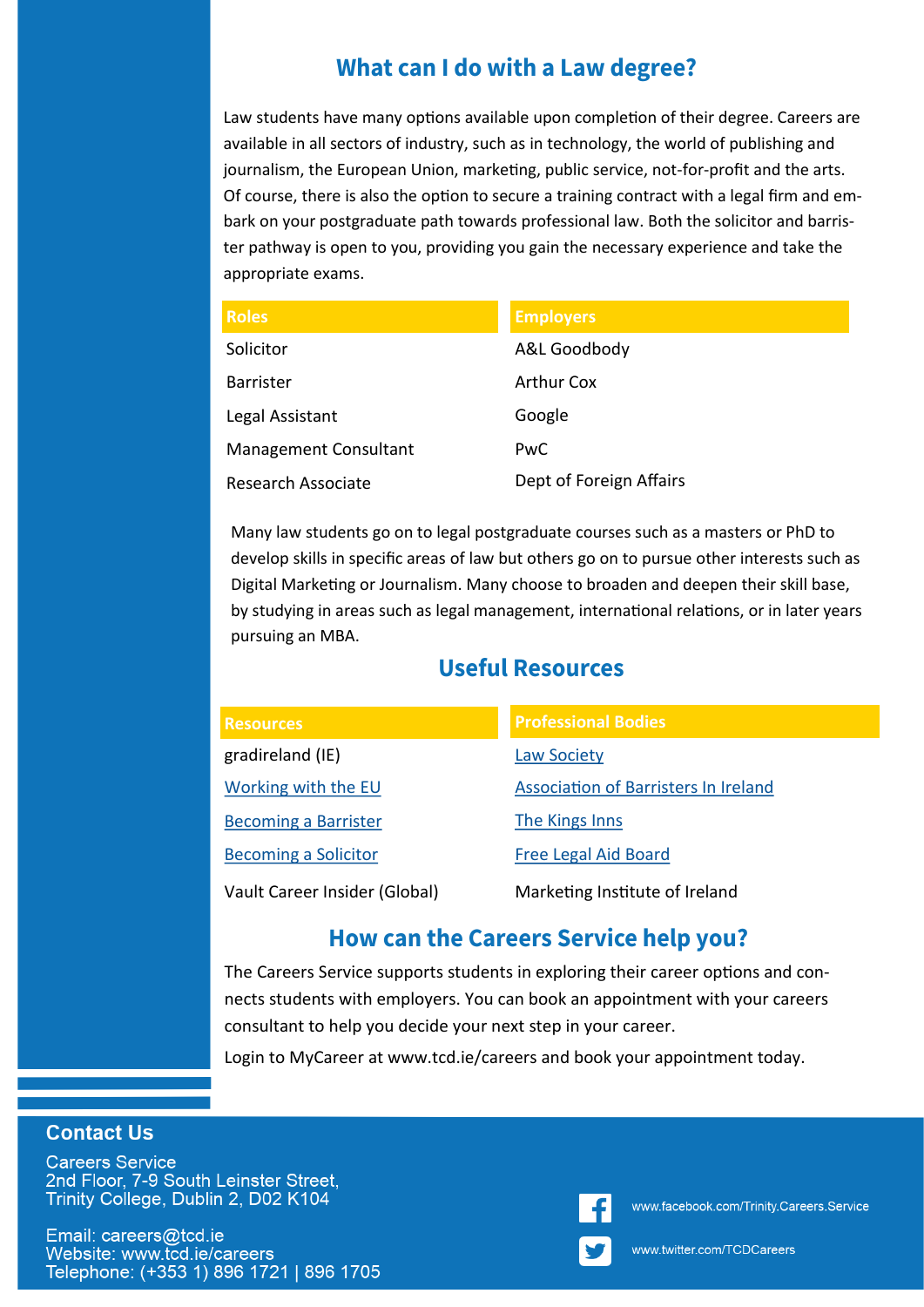## What can I do with a Law degree?

Law students have many options available upon completion of their degree. Careers are available in all sectors of industry, such as in technology, the world of publishing and journalism, the European Union, marketing, public service, not-for-profit and the arts. Of course, there is also the option to secure a training contract with a legal firm and embark on your postgraduate path towards professional law. Both the solicitor and barrister pathway is open to you, providing you gain the necessary experience and take the appropriate exams.

| Roles | Employers |
|---|---|
| Solicitor | A&L Goodbody |
| Barrister | Arthur Cox |
| Legal Assistant | Google |
| Management Consultant | PwC |
| Research Associate | Dept of Foreign Affairs |

Many law students go on to legal postgraduate courses such as a masters or PhD to develop skills in specific areas of law but others go on to pursue other interests such as Digital Marketing or Journalism. Many choose to broaden and deepen their skill base, by studying in areas such as legal management, international relations, or in later years pursuing an MBA.

## Useful Resources

| Resources | Professional Bodies |
|---|---|
| gradireland (IE) | Law Society |
| Working with the EU | Association of Barristers In Ireland |
| Becoming a Barrister | The Kings Inns |
| Becoming a Solicitor | Free Legal Aid Board |
| Vault Career Insider (Global) | Marketing Institute of Ireland |

## How can the Careers Service help you?

The Careers Service supports students in exploring their career options and connects students with employers. You can book an appointment with your careers consultant to help you decide your next step in your career.

Login to MyCareer at www.tcd.ie/careers and book your appointment today.

### Contact Us

Careers Service
2nd Floor, 7-9 South Leinster Street,
Trinity College, Dublin 2, D02 K104

Email: careers@tcd.ie
Website: www.tcd.ie/careers
Telephone: (+353 1) 896 1721 | 896 1705

www.facebook.com/Trinity.Careers.Service

www.twitter.com/TCDCareers